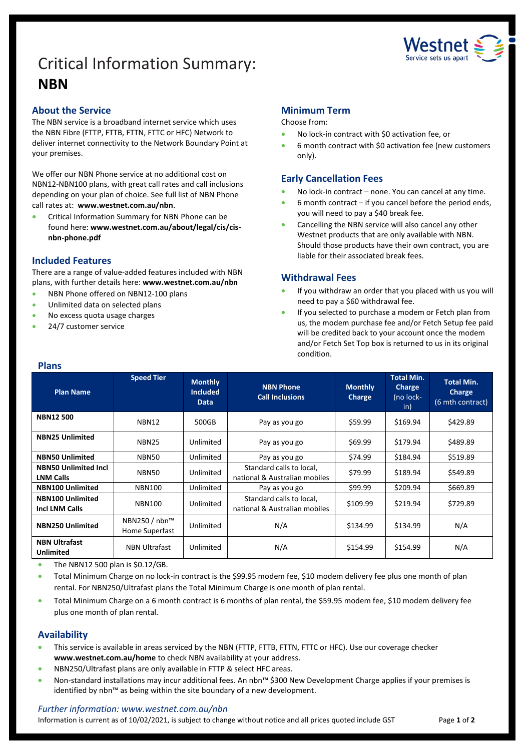# Critical Information Summary: **NBN**

## About the Service

The NBN service is a broadband internet service which uses the NBN Fibre (FTTP, FTTB, FTTN, FTTC or HFC) Network to deliver internet connectivity to the Network Boundary Point at your premises.

We offer our NBN Phone service at no additional cost on NBN12-NBN100 plans, with great call rates and call inclusions depending on your plan of choice. See full list of NBN Phone call rates at: **www.westnet.com.au/nbn**.

- Critical Information Summary for NBN Phone can be found here: **www.westnet.com.au/about/legal/cis/cis-nbn-phone.pdf**

## Included Features

There are a range of value-added features included with NBN plans, with further details here: **www.westnet.com.au/nbn**

- NBN Phone offered on NBN12-100 plans
- Unlimited data on selected plans
- No excess quota usage charges
- 24/7 customer service

## Minimum Term

Choose from:

- No lock-in contract with $0 activation fee, or
- 6 month contract with $0 activation fee (new customers only).

## Early Cancellation Fees

- No lock-in contract – none. You can cancel at any time.
- 6 month contract – if you cancel before the period ends, you will need to pay a $40 break fee.
- Cancelling the NBN service will also cancel any other Westnet products that are only available with NBN. Should those products have their own contract, you are liable for their associated break fees.

## Withdrawal Fees

- If you withdraw an order that you placed with us you will need to pay a $60 withdrawal fee.
- If you selected to purchase a modem or Fetch plan from us, the modem purchase fee and/or Fetch Setup fee paid will be credited back to your account once the modem and/or Fetch Set Top box is returned to us in its original condition.

## Plans

| Plan Name | Speed Tier | Monthly Included Data | NBN Phone Call Inclusions | Monthly Charge | Total Min. Charge (no lock-in) | Total Min. Charge (6 mth contract) |
|---|---|---|---|---|---|---|
| **NBN12 500** | NBN12 | 500GB | Pay as you go | $59.99 | $169.94 | $429.89 |
| **NBN25 Unlimited** | NBN25 | Unlimited | Pay as you go | $69.99 | $179.94 | $489.89 |
| **NBN50 Unlimited** | NBN50 | Unlimited | Pay as you go | $74.99 | $184.94 | $519.89 |
| **NBN50 Unlimited Incl LNM Calls** | NBN50 | Unlimited | Standard calls to local, national & Australian mobiles | $79.99 | $189.94 | $549.89 |
| **NBN100 Unlimited** | NBN100 | Unlimited | Pay as you go | $99.99 | $209.94 | $669.89 |
| **NBN100 Unlimited Incl LNM Calls** | NBN100 | Unlimited | Standard calls to local, national & Australian mobiles | $109.99 | $219.94 | $729.89 |
| **NBN250 Unlimited** | NBN250 / nbn™ Home Superfast | Unlimited | N/A | $134.99 | $134.99 | N/A |
| **NBN Ultrafast Unlimited** | NBN Ultrafast | Unlimited | N/A | $154.99 | $154.99 | N/A |

- The NBN12 500 plan is $0.12/GB.
- Total Minimum Charge on no lock-in contract is the $99.95 modem fee, $10 modem delivery fee plus one month of plan rental. For NBN250/Ultrafast plans the Total Minimum Charge is one month of plan rental.
- Total Minimum Charge on a 6 month contract is 6 months of plan rental, the $59.95 modem fee, $10 modem delivery fee plus one month of plan rental.

## Availability

- This service is available in areas serviced by the NBN (FTTP, FTTB, FTTN, FTTC or HFC). Use our coverage checker **www.westnet.com.au/home** to check NBN availability at your address.
- NBN250/Ultrafast plans are only available in FTTP & select HFC areas.
- Non-standard installations may incur additional fees. An nbn™ $300 New Development Charge applies if your premises is identified by nbn™ as being within the site boundary of a new development.

*Further information: www.westnet.com.au/nbn*

Information is current as of 10/02/2021, is subject to change without notice and all prices quoted include GST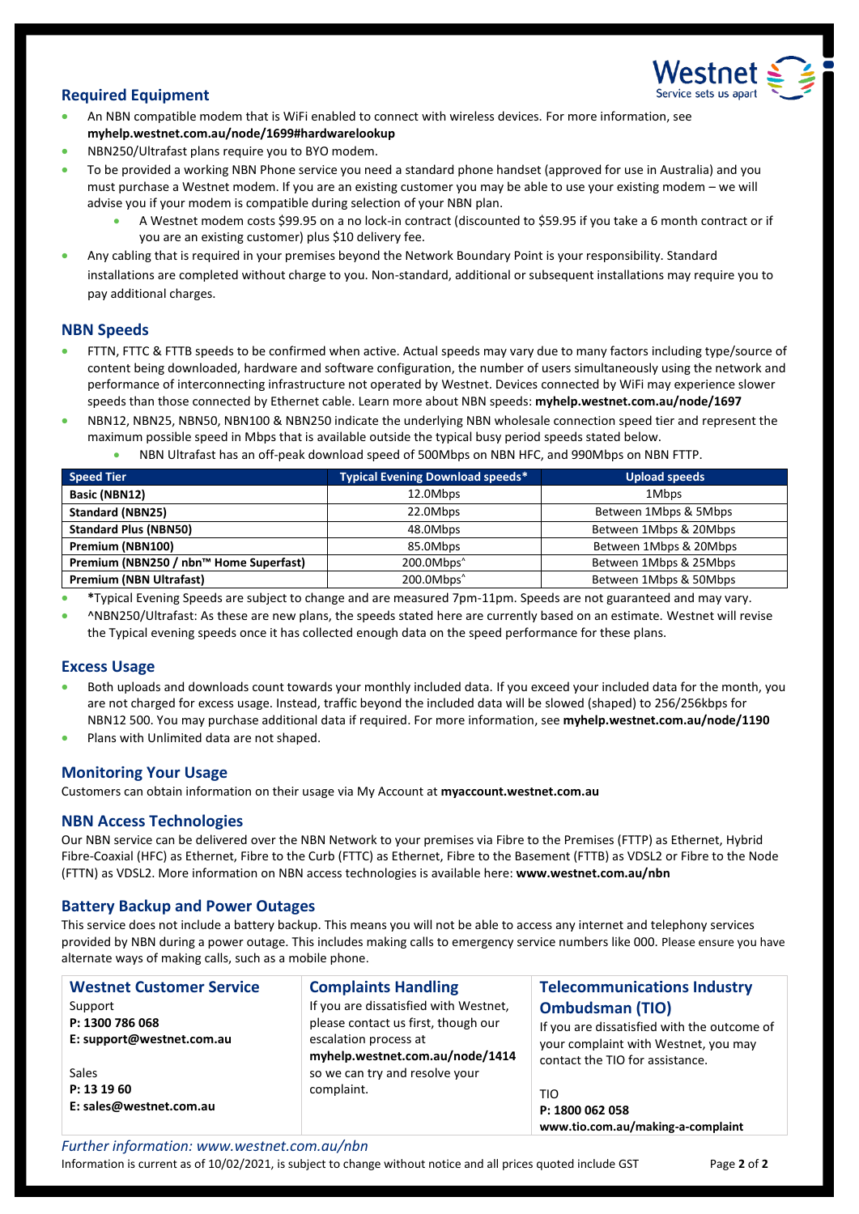## Required Equipment

- An NBN compatible modem that is WiFi enabled to connect with wireless devices. For more information, see **myhelp.westnet.com.au/node/1699#hardwarelookup**
- NBN250/Ultrafast plans require you to BYO modem.
- To be provided a working NBN Phone service you need a standard phone handset (approved for use in Australia) and you must purchase a Westnet modem. If you are an existing customer you may be able to use your existing modem – we will advise you if your modem is compatible during selection of your NBN plan.
  - A Westnet modem costs $99.95 on a no lock-in contract (discounted to $59.95 if you take a 6 month contract or if you are an existing customer) plus $10 delivery fee.
- Any cabling that is required in your premises beyond the Network Boundary Point is your responsibility. Standard installations are completed without charge to you. Non-standard, additional or subsequent installations may require you to pay additional charges.

## NBN Speeds

- FTTN, FTTC & FTTB speeds to be confirmed when active. Actual speeds may vary due to many factors including type/source of content being downloaded, hardware and software configuration, the number of users simultaneously using the network and performance of interconnecting infrastructure not operated by Westnet. Devices connected by WiFi may experience slower speeds than those connected by Ethernet cable. Learn more about NBN speeds: **myhelp.westnet.com.au/node/1697**
- NBN12, NBN25, NBN50, NBN100 & NBN250 indicate the underlying NBN wholesale connection speed tier and represent the maximum possible speed in Mbps that is available outside the typical busy period speeds stated below.
  - NBN Ultrafast has an off-peak download speed of 500Mbps on NBN HFC, and 990Mbps on NBN FTTP.

| Speed Tier | Typical Evening Download speeds* | Upload speeds |
|---|---|---|
| **Basic (NBN12)** | 12.0Mbps | 1Mbps |
| **Standard (NBN25)** | 22.0Mbps | Between 1Mbps & 5Mbps |
| **Standard Plus (NBN50)** | 48.0Mbps | Between 1Mbps & 20Mbps |
| **Premium (NBN100)** | 85.0Mbps | Between 1Mbps & 20Mbps |
| **Premium (NBN250 / nbn™ Home Superfast)** | 200.0Mbps^ | Between 1Mbps & 25Mbps |
| **Premium (NBN Ultrafast)** | 200.0Mbps^ | Between 1Mbps & 50Mbps |

- ***Typical Evening Speeds are subject to change and are measured 7pm-11pm. Speeds are not guaranteed and may vary.
- ^NBN250/Ultrafast: As these are new plans, the speeds stated here are currently based on an estimate. Westnet will revise the Typical evening speeds once it has collected enough data on the speed performance for these plans.

## Excess Usage

- Both uploads and downloads count towards your monthly included data. If you exceed your included data for the month, you are not charged for excess usage. Instead, traffic beyond the included data will be slowed (shaped) to 256/256kbps for NBN12 500. You may purchase additional data if required. For more information, see **myhelp.westnet.com.au/node/1190**
- Plans with Unlimited data are not shaped.

## Monitoring Your Usage

Customers can obtain information on their usage via My Account at **myaccount.westnet.com.au**

## NBN Access Technologies

Our NBN service can be delivered over the NBN Network to your premises via Fibre to the Premises (FTTP) as Ethernet, Hybrid Fibre-Coaxial (HFC) as Ethernet, Fibre to the Curb (FTTC) as Ethernet, Fibre to the Basement (FTTB) as VDSL2 or Fibre to the Node (FTTN) as VDSL2. More information on NBN access technologies is available here: **www.westnet.com.au/nbn**

## Battery Backup and Power Outages

This service does not include a battery backup. This means you will not be able to access any internet and telephony services provided by NBN during a power outage. This includes making calls to emergency service numbers like 000. Please ensure you have alternate ways of making calls, such as a mobile phone.

### Westnet Customer Service

Support
**P: 1300 786 068**
**E: support@westnet.com.au**

Sales
**P: 13 19 60**
**E: sales@westnet.com.au**

### Complaints Handling

If you are dissatisfied with Westnet, please contact us first, though our escalation process at **myhelp.westnet.com.au/node/1414** so we can try and resolve your complaint.

### Telecommunications Industry Ombudsman (TIO)

If you are dissatisfied with the outcome of your complaint with Westnet, you may contact the TIO for assistance.

TIO
**P: 1800 062 058**
**www.tio.com.au/making-a-complaint**

*Further information: www.westnet.com.au/nbn*

Information is current as of 10/02/2021, is subject to change without notice and all prices quoted include GST